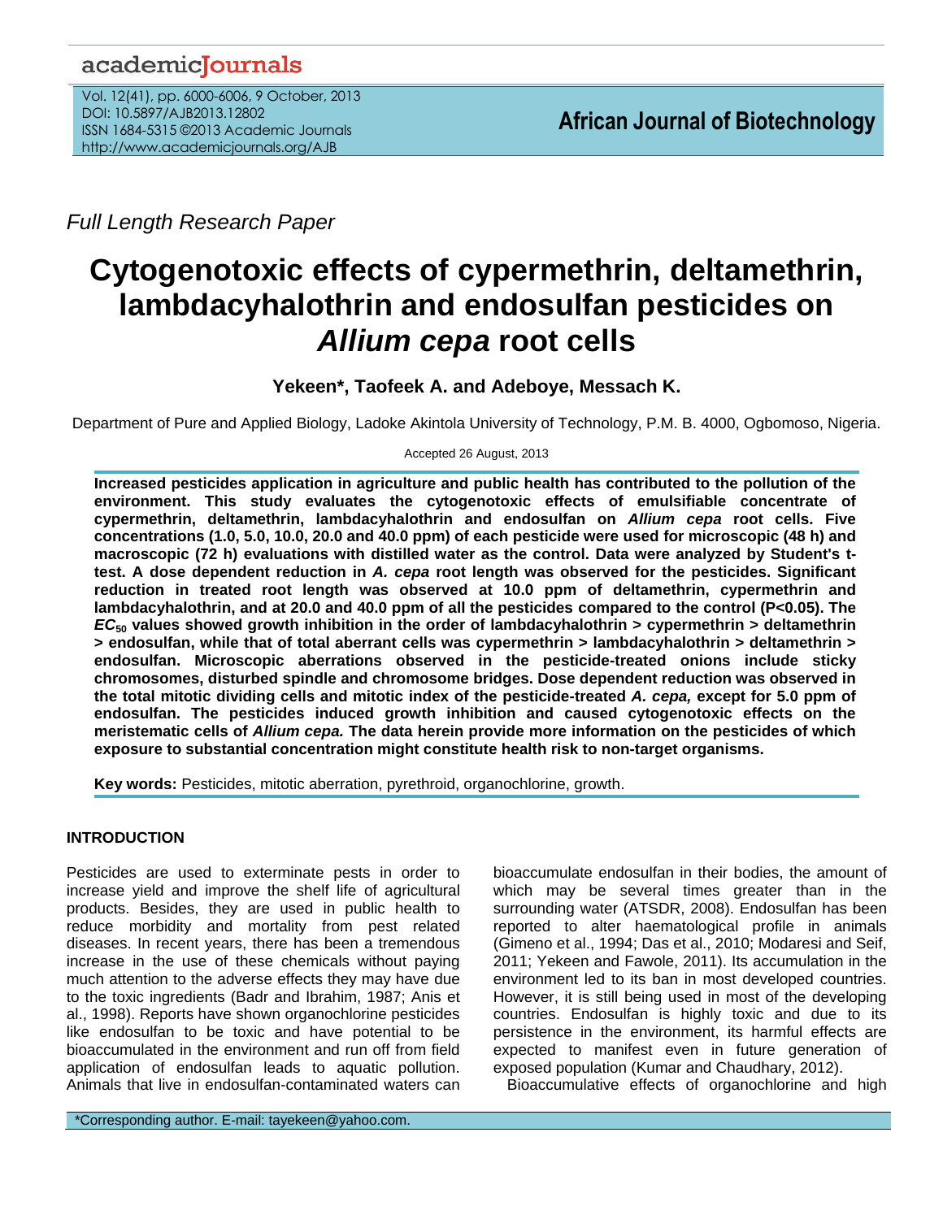*Full Length Research Paper*

# Cytogenotoxic effects of cypermethrin, deltamethrin, lambdacyhalothrin and endosulfan pesticides on *Allium cepa* root cells

**Yekeen*, Taofeek A. and Adeboye, Messach K.**

Department of Pure and Applied Biology, Ladoke Akintola University of Technology, P.M. B. 4000, Ogbomoso, Nigeria.

Accepted 26 August, 2013

**Increased pesticides application in agriculture and public health has contributed to the pollution of the environment. This study evaluates the cytogenotoxic effects of emulsifiable concentrate of cypermethrin, deltamethrin, lambdacyhalothrin and endosulfan on *Allium cepa* root cells. Five concentrations (1.0, 5.0, 10.0, 20.0 and 40.0 ppm) of each pesticide were used for microscopic (48 h) and macroscopic (72 h) evaluations with distilled water as the control. Data were analyzed by Student's t-test. A dose dependent reduction in *A. cepa* root length was observed for the pesticides. Significant reduction in treated root length was observed at 10.0 ppm of deltamethrin, cypermethrin and lambdacyhalothrin, and at 20.0 and 40.0 ppm of all the pesticides compared to the control (P<0.05). The $EC_{50}$ values showed growth inhibition in the order of lambdacyhalothrin > cypermethrin > deltamethrin > endosulfan, while that of total aberrant cells was cypermethrin > lambdacyhalothrin > deltamethrin > endosulfan. Microscopic aberrations observed in the pesticide-treated onions include sticky chromosomes, disturbed spindle and chromosome bridges. Dose dependent reduction was observed in the total mitotic dividing cells and mitotic index of the pesticide-treated *A. cepa,* except for 5.0 ppm of endosulfan. The pesticides induced growth inhibition and caused cytogenotoxic effects on the meristematic cells of *Allium cepa.* The data herein provide more information on the pesticides of which exposure to substantial concentration might constitute health risk to non-target organisms.**

**Key words:** Pesticides, mitotic aberration, pyrethroid, organochlorine, growth.

## INTRODUCTION

Pesticides are used to exterminate pests in order to increase yield and improve the shelf life of agricultural products. Besides, they are used in public health to reduce morbidity and mortality from pest related diseases. In recent years, there has been a tremendous increase in the use of these chemicals without paying much attention to the adverse effects they may have due to the toxic ingredients (Badr and Ibrahim, 1987; Anis et al., 1998). Reports have shown organochlorine pesticides like endosulfan to be toxic and have potential to be bioaccumulated in the environment and run off from field application of endosulfan leads to aquatic pollution. Animals that live in endosulfan-contaminated waters can bioaccumulate endosulfan in their bodies, the amount of which may be several times greater than in the surrounding water (ATSDR, 2008). Endosulfan has been reported to alter haematological profile in animals (Gimeno et al., 1994; Das et al., 2010; Modaresi and Seif, 2011; Yekeen and Fawole, 2011). Its accumulation in the environment led to its ban in most developed countries. However, it is still being used in most of the developing countries. Endosulfan is highly toxic and due to its persistence in the environment, its harmful effects are expected to manifest even in future generation of exposed population (Kumar and Chaudhary, 2012).

Bioaccumulative effects of organochlorine and high

*Corresponding author. E-mail: tayekeen@yahoo.com.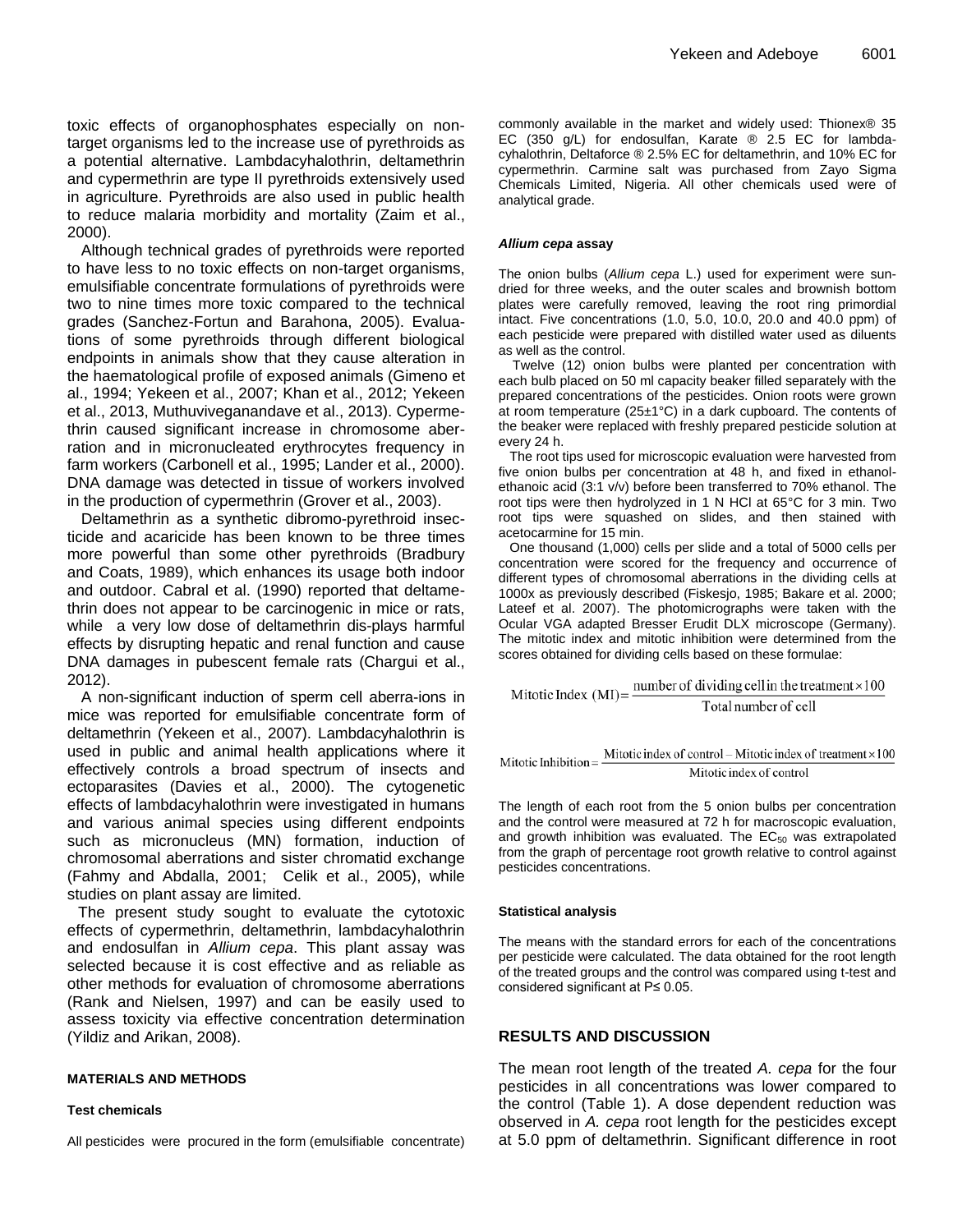toxic effects of organophosphates especially on non-target organisms led to the increase use of pyrethroids as a potential alternative. Lambdacyhalothrin, deltamethrin and cypermethrin are type II pyrethroids extensively used in agriculture. Pyrethroids are also used in public health to reduce malaria morbidity and mortality (Zaim et al., 2000).

Although technical grades of pyrethroids were reported to have less to no toxic effects on non-target organisms, emulsifiable concentrate formulations of pyrethroids were two to nine times more toxic compared to the technical grades (Sanchez-Fortun and Barahona, 2005). Evaluations of some pyrethroids through different biological endpoints in animals show that they cause alteration in the haematological profile of exposed animals (Gimeno et al., 1994; Yekeen et al., 2007; Khan et al., 2012; Yekeen et al., 2013, Muthuviveganandave et al., 2013). Cypermethrin caused significant increase in chromosome aberration and in micronucleated erythrocytes frequency in farm workers (Carbonell et al., 1995; Lander et al., 2000). DNA damage was detected in tissue of workers involved in the production of cypermethrin (Grover et al., 2003).

Deltamethrin as a synthetic dibromo-pyrethroid insecticide and acaricide has been known to be three times more powerful than some other pyrethroids (Bradbury and Coats, 1989), which enhances its usage both indoor and outdoor. Cabral et al. (1990) reported that deltamethrin does not appear to be carcinogenic in mice or rats, while a very low dose of deltamethrin dis-plays harmful effects by disrupting hepatic and renal function and cause DNA damages in pubescent female rats (Chargui et al., 2012).

A non-significant induction of sperm cell aberra-ions in mice was reported for emulsifiable concentrate form of deltamethrin (Yekeen et al., 2007). Lambdacyhalothrin is used in public and animal health applications where it effectively controls a broad spectrum of insects and ectoparasites (Davies et al., 2000). The cytogenetic effects of lambdacyhalothrin were investigated in humans and various animal species using different endpoints such as micronucleus (MN) formation, induction of chromosomal aberrations and sister chromatid exchange (Fahmy and Abdalla, 2001; Celik et al., 2005), while studies on plant assay are limited.

The present study sought to evaluate the cytotoxic effects of cypermethrin, deltamethrin, lambdacyhalothrin and endosulfan in *Allium cepa*. This plant assay was selected because it is cost effective and as reliable as other methods for evaluation of chromosome aberrations (Rank and Nielsen, 1997) and can be easily used to assess toxicity via effective concentration determination (Yildiz and Arikan, 2008).

## MATERIALS AND METHODS

### Test chemicals

All pesticides were procured in the form (emulsifiable concentrate) commonly available in the market and widely used: Thionex® 35 EC (350 g/L) for endosulfan, Karate ® 2.5 EC for lambdacyhalothrin, Deltaforce ® 2.5% EC for deltamethrin, and 10% EC for cypermethrin. Carmine salt was purchased from Zayo Sigma Chemicals Limited, Nigeria. All other chemicals used were of analytical grade.

### *Allium cepa* assay

The onion bulbs (*Allium cepa* L.) used for experiment were sun-dried for three weeks, and the outer scales and brownish bottom plates were carefully removed, leaving the root ring primordial intact. Five concentrations (1.0, 5.0, 10.0, 20.0 and 40.0 ppm) of each pesticide were prepared with distilled water used as diluents as well as the control.

Twelve (12) onion bulbs were planted per concentration with each bulb placed on 50 ml capacity beaker filled separately with the prepared concentrations of the pesticides. Onion roots were grown at room temperature (25±1°C) in a dark cupboard. The contents of the beaker were replaced with freshly prepared pesticide solution at every 24 h.

The root tips used for microscopic evaluation were harvested from five onion bulbs per concentration at 48 h, and fixed in ethanol-ethanoic acid (3:1 v/v) before been transferred to 70% ethanol. The root tips were then hydrolyzed in 1 N HCl at 65°C for 3 min. Two root tips were squashed on slides, and then stained with acetocarmine for 15 min.

One thousand (1,000) cells per slide and a total of 5000 cells per concentration were scored for the frequency and occurrence of different types of chromosomal aberrations in the dividing cells at 1000x as previously described (Fiskesjo, 1985; Bakare et al. 2000; Lateef et al. 2007). The photomicrographs were taken with the Ocular VGA adapted Bresser Erudit DLX microscope (Germany). The mitotic index and mitotic inhibition were determined from the scores obtained for dividing cells based on these formulae:

$$\text{Mitotic Index (MI)} = \frac{\text{number of dividing cell in the treatment} \times 100}{\text{Total number of cell}}$$

$$\text{Mitotic Inhibition} = \frac{\text{Mitotic index of control} - \text{Mitotic index of treatment} \times 100}{\text{Mitotic index of control}}$$

The length of each root from the 5 onion bulbs per concentration and the control were measured at 72 h for macroscopic evaluation, and growth inhibition was evaluated. The $EC_{50}$ was extrapolated from the graph of percentage root growth relative to control against pesticides concentrations.

### Statistical analysis

The means with the standard errors for each of the concentrations per pesticide were calculated. The data obtained for the root length of the treated groups and the control was compared using t-test and considered significant at $P \leq 0.05$.

## RESULTS AND DISCUSSION

The mean root length of the treated *A. cepa* for the four pesticides in all concentrations was lower compared to the control (Table 1). A dose dependent reduction was observed in *A. cepa* root length for the pesticides except at 5.0 ppm of deltamethrin. Significant difference in root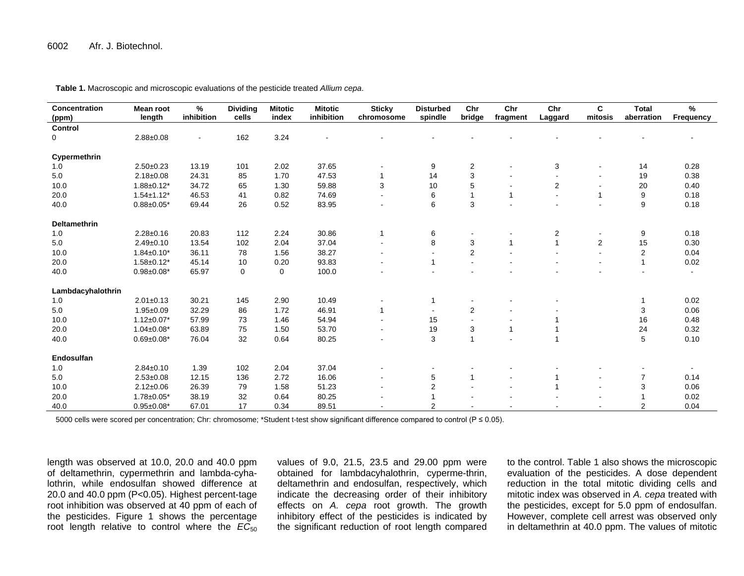**Table 1.** Macroscopic and microscopic evaluations of the pesticide treated *Allium cepa*.

| Concentration (ppm) | Mean root length | % inhibition | Dividing cells | Mitotic index | Mitotic inhibition | Sticky chromosome | Disturbed spindle | Chr bridge | Chr fragment | Chr Laggard | C mitosis | Total aberration | % Frequency |
|---|---|---|---|---|---|---|---|---|---|---|---|---|---|
| **Control** | | | | | | | | | | | | | |
| 0 | 2.88±0.08 | - | 162 | 3.24 | - | - | - | - | - | - | - | - | - |
| **Cypermethrin** | | | | | | | | | | | | | |
| 1.0 | 2.50±0.23 | 13.19 | 101 | 2.02 | 37.65 | - | 9 | 2 | - | 3 | - | 14 | 0.28 |
| 5.0 | 2.18±0.08 | 24.31 | 85 | 1.70 | 47.53 | 1 | 14 | 3 | - | - | - | 19 | 0.38 |
| 10.0 | 1.88±0.12* | 34.72 | 65 | 1.30 | 59.88 | 3 | 10 | 5 | - | 2 | - | 20 | 0.40 |
| 20.0 | 1.54±1.12* | 46.53 | 41 | 0.82 | 74.69 | - | 6 | 1 | 1 | - | 1 | 9 | 0.18 |
| 40.0 | 0.88±0.05* | 69.44 | 26 | 0.52 | 83.95 | - | 6 | 3 | - | - | - | 9 | 0.18 |
| **Deltamethrin** | | | | | | | | | | | | | |
| 1.0 | 2.28±0.16 | 20.83 | 112 | 2.24 | 30.86 | 1 | 6 | - | - | 2 | - | 9 | 0.18 |
| 5.0 | 2.49±0.10 | 13.54 | 102 | 2.04 | 37.04 | - | 8 | 3 | 1 | 1 | 2 | 15 | 0.30 |
| 10.0 | 1.84±0.10* | 36.11 | 78 | 1.56 | 38.27 | - | - | 2 | - | - | - | 2 | 0.04 |
| 20.0 | 1.58±0.12* | 45.14 | 10 | 0.20 | 93.83 | - | 1 | - | - | - | - | 1 | 0.02 |
| 40.0 | 0.98±0.08* | 65.97 | 0 | 0 | 100.0 | - | - | - | - | - | - | - | - |
| **Lambdacyhalothrin** | | | | | | | | | | | | | |
| 1.0 | 2.01±0.13 | 30.21 | 145 | 2.90 | 10.49 | - | 1 | - | - | - | | 1 | 0.02 |
| 5.0 | 1.95±0.09 | 32.29 | 86 | 1.72 | 46.91 | 1 | - | 2 | - | - | | 3 | 0.06 |
| 10.0 | 1.12±0.07* | 57.99 | 73 | 1.46 | 54.94 | - | 15 | - | - | 1 | | 16 | 0.48 |
| 20.0 | 1.04±0.08* | 63.89 | 75 | 1.50 | 53.70 | - | 19 | 3 | 1 | 1 | | 24 | 0.32 |
| 40.0 | 0.69±0.08* | 76.04 | 32 | 0.64 | 80.25 | - | 3 | 1 | - | 1 | | 5 | 0.10 |
| **Endosulfan** | | | | | | | | | | | | | |
| 1.0 | 2.84±0.10 | 1.39 | 102 | 2.04 | 37.04 | - | - | - | - | - | - | - | - |
| 5.0 | 2.53±0.08 | 12.15 | 136 | 2.72 | 16.06 | - | 5 | 1 | - | 1 | - | 7 | 0.14 |
| 10.0 | 2.12±0.06 | 26.39 | 79 | 1.58 | 51.23 | - | 2 | - | - | 1 | - | 3 | 0.06 |
| 20.0 | 1.78±0.05* | 38.19 | 32 | 0.64 | 80.25 | - | 1 | - | - | - | - | 1 | 0.02 |
| 40.0 | 0.95±0.08* | 67.01 | 17 | 0.34 | 89.51 | - | 2 | - | - | - | - | 2 | 0.04 |

5000 cells were scored per concentration; Chr: chromosome; *Student t-test show significant difference compared to control (P ≤ 0.05).

length was observed at 10.0, 20.0 and 40.0 ppm of deltamethrin, cypermethrin and lambda-cyhalothrin, while endosulfan showed difference at 20.0 and 40.0 ppm (P<0.05). Highest percent-tage root inhibition was observed at 40 ppm of each of the pesticides. Figure 1 shows the percentage root length relative to control where the $EC_{50}$ values of 9.0, 21.5, 23.5 and 29.00 ppm were obtained for lambdacyhalothrin, cyperme-thrin, deltamethrin and endosulfan, respectively, which indicate the decreasing order of their inhibitory effects on *A. cepa* root growth. The growth inhibitory effect of the pesticides is indicated by the significant reduction of root length compared to the control. Table 1 also shows the microscopic evaluation of the pesticides. A dose dependent reduction in the total mitotic dividing cells and mitotic index was observed in *A. cepa* treated with the pesticides, except for 5.0 ppm of endosulfan. However, complete cell arrest was observed only in deltamethrin at 40.0 ppm. The values of mitotic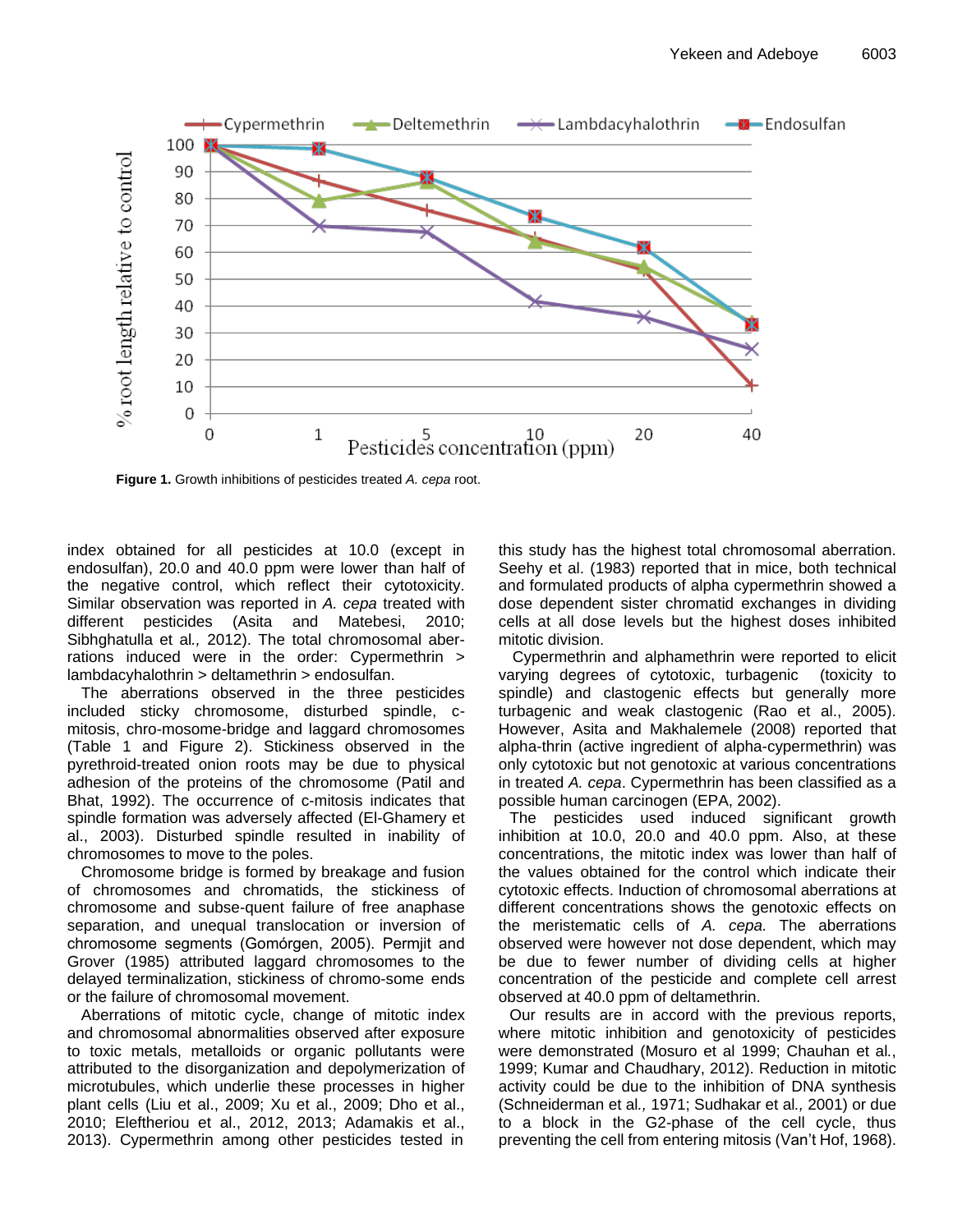Figure 1. Growth inhibitions of pesticides treated *A. cepa* root.

index obtained for all pesticides at 10.0 (except in endosulfan), 20.0 and 40.0 ppm were lower than half of the negative control, which reflect their cytotoxicity. Similar observation was reported in *A. cepa* treated with different pesticides (Asita and Matebesi, 2010; Sibhghatulla et al., 2012). The total chromosomal aberrations induced were in the order: Cypermethrin > lambdacyhalothrin > deltamethrin > endosulfan.

The aberrations observed in the three pesticides included sticky chromosome, disturbed spindle, c-mitosis, chro-mosome-bridge and laggard chromosomes (Table 1 and Figure 2). Stickiness observed in the pyrethroid-treated onion roots may be due to physical adhesion of the proteins of the chromosome (Patil and Bhat, 1992). The occurrence of c-mitosis indicates that spindle formation was adversely affected (El-Ghamery et al., 2003). Disturbed spindle resulted in inability of chromosomes to move to the poles.

Chromosome bridge is formed by breakage and fusion of chromosomes and chromatids, the stickiness of chromosome and subse-quent failure of free anaphase separation, and unequal translocation or inversion of chromosome segments (Gomórgen, 2005). Permjit and Grover (1985) attributed laggard chromosomes to the delayed terminalization, stickiness of chromo-some ends or the failure of chromosomal movement.

Aberrations of mitotic cycle, change of mitotic index and chromosomal abnormalities observed after exposure to toxic metals, metalloids or organic pollutants were attributed to the disorganization and depolymerization of microtubules, which underlie these processes in higher plant cells (Liu et al., 2009; Xu et al., 2009; Dho et al., 2010; Eleftheriou et al., 2012, 2013; Adamakis et al., 2013). Cypermethrin among other pesticides tested in this study has the highest total chromosomal aberration. Seehy et al. (1983) reported that in mice, both technical and formulated products of alpha cypermethrin showed a dose dependent sister chromatid exchanges in dividing cells at all dose levels but the highest doses inhibited mitotic division.

Cypermethrin and alphamethrin were reported to elicit varying degrees of cytotoxic, turbagenic (toxicity to spindle) and clastogenic effects but generally more turbagenic and weak clastogenic (Rao et al., 2005). However, Asita and Makhalemele (2008) reported that alpha-thrin (active ingredient of alpha-cypermethrin) was only cytotoxic but not genotoxic at various concentrations in treated *A. cepa*. Cypermethrin has been classified as a possible human carcinogen (EPA, 2002).

The pesticides used induced significant growth inhibition at 10.0, 20.0 and 40.0 ppm. Also, at these concentrations, the mitotic index was lower than half of the values obtained for the control which indicate their cytotoxic effects. Induction of chromosomal aberrations at different concentrations shows the genotoxic effects on the meristematic cells of *A. cepa*. The aberrations observed were however not dose dependent, which may be due to fewer number of dividing cells at higher concentration of the pesticide and complete cell arrest observed at 40.0 ppm of deltamethrin.

Our results are in accord with the previous reports, where mitotic inhibition and genotoxicity of pesticides were demonstrated (Mosuro et al 1999; Chauhan et al., 1999; Kumar and Chaudhary, 2012). Reduction in mitotic activity could be due to the inhibition of DNA synthesis (Schneiderman et al., 1971; Sudhakar et al., 2001) or due to a block in the G2-phase of the cell cycle, thus preventing the cell from entering mitosis (Van't Hof, 1968).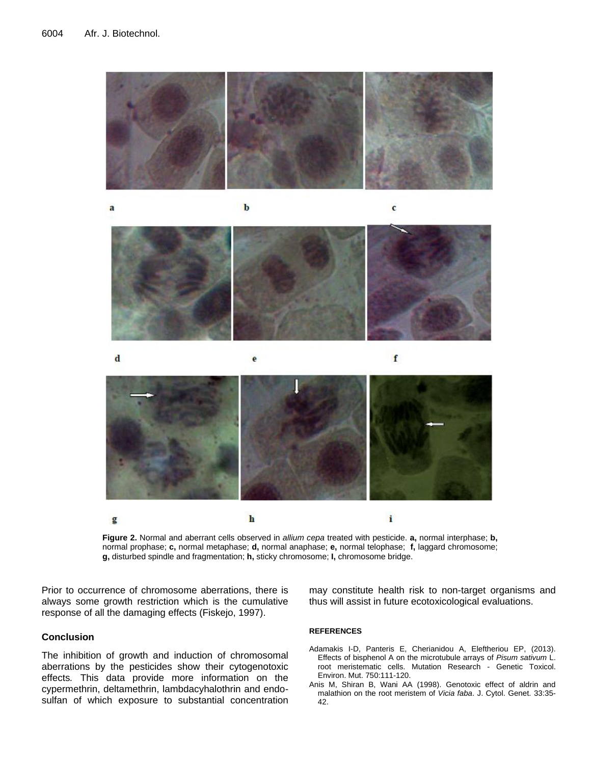**Figure 2.** Normal and aberrant cells observed in *allium cepa* treated with pesticide. **a,** normal interphase; **b,** normal prophase; **c,** normal metaphase; **d,** normal anaphase; **e,** normal telophase; **f,** laggard chromosome; **g,** disturbed spindle and fragmentation; **h,** sticky chromosome; **I,** chromosome bridge.

Prior to occurrence of chromosome aberrations, there is always some growth restriction which is the cumulative response of all the damaging effects (Fiskejo, 1997).

## Conclusion

The inhibition of growth and induction of chromosomal aberrations by the pesticides show their cytogenotoxic effects. This data provide more information on the cypermethrin, deltamethrin, lambdacyhalothrin and endo-sulfan of which exposure to substantial concentration may constitute health risk to non-target organisms and thus will assist in future ecotoxicological evaluations.

## REFERENCES

Adamakis I-D, Panteris E, Cherianidou A, Eleftheriou EP, (2013). Effects of bisphenol A on the microtubule arrays of *Pisum sativum* L. root meristematic cells. Mutation Research - Genetic Toxicol. Environ. Mut. 750:111-120.

Anis M, Shiran B, Wani AA (1998). Genotoxic effect of aldrin and malathion on the root meristem of *Vicia faba*. J. Cytol. Genet. 33:35-42.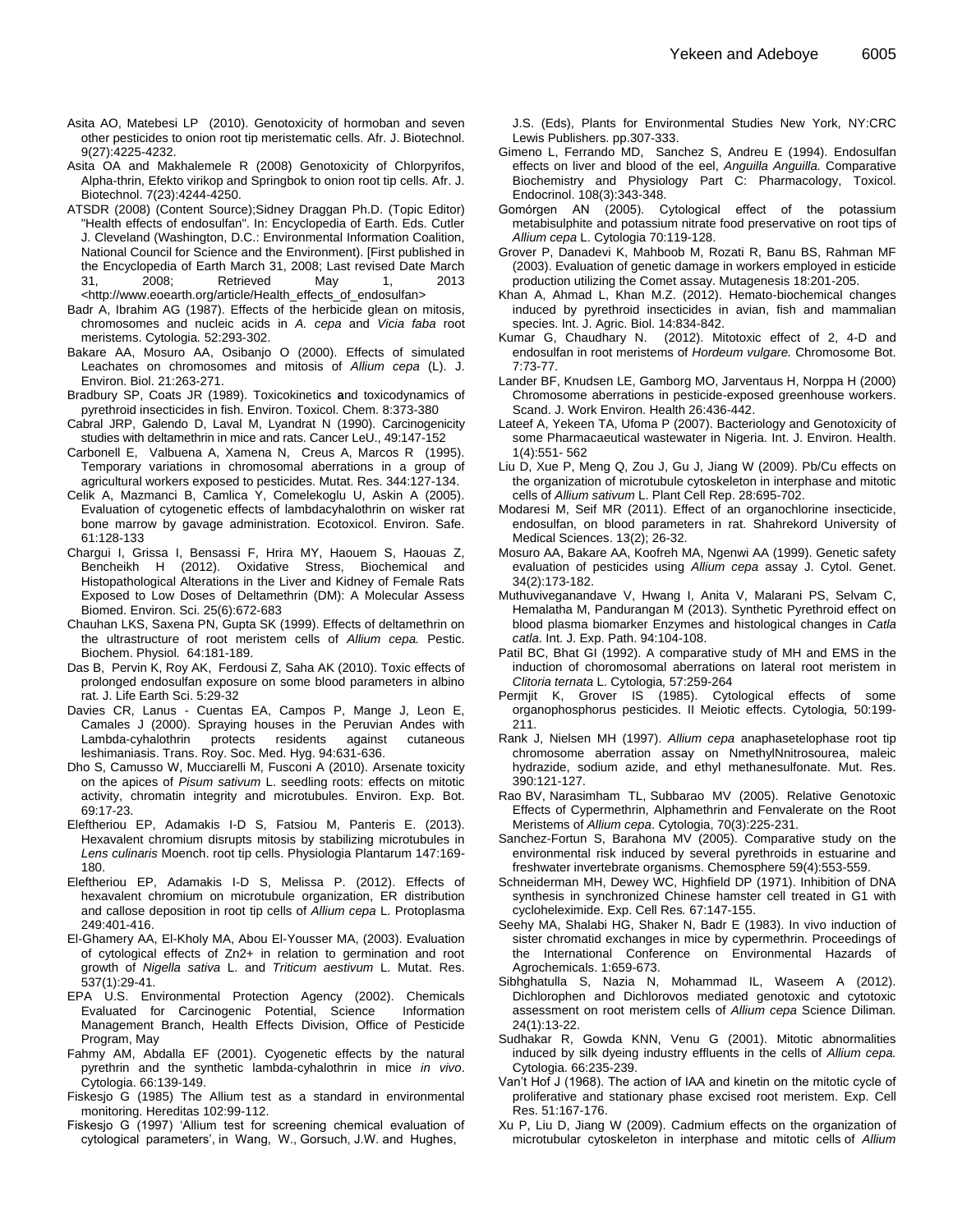Asita AO, Matebesi LP (2010). Genotoxicity of hormoban and seven other pesticides to onion root tip meristematic cells. Afr. J. Biotechnol. 9(27):4225-4232.

Asita OA and Makhalemele R (2008) Genotoxicity of Chlorpyrifos, Alpha-thrin, Efekto virikop and Springbok to onion root tip cells. Afr. J. Biotechnol. 7(23):4244-4250.

ATSDR (2008) (Content Source);Sidney Draggan Ph.D. (Topic Editor) "Health effects of endosulfan". In: Encyclopedia of Earth. Eds. Cutler J. Cleveland (Washington, D.C.: Environmental Information Coalition, National Council for Science and the Environment). [First published in the Encyclopedia of Earth March 31, 2008; Last revised Date March 31, 2008; Retrieved May 1, 2013 <http://www.eoearth.org/article/Health_effects_of_endosulfan>

Badr A, Ibrahim AG (1987). Effects of the herbicide glean on mitosis, chromosomes and nucleic acids in *A. cepa* and *Vicia faba* root meristems. Cytologia. 52:293-302.

Bakare AA, Mosuro AA, Osibanjo O (2000). Effects of simulated Leachates on chromosomes and mitosis of *Allium cepa* (L). J. Environ. Biol. 21:263-271.

Bradbury SP, Coats JR (1989). Toxicokinetics **a**nd toxicodynamics of pyrethroid insecticides in fish. Environ. Toxicol. Chem. 8:373-380

Cabral JRP, Galendo D, Laval M, Lyandrat N (1990). Carcinogenicity studies with deltamethrin in mice and rats. Cancer LeU., 49:147-152

Carbonell E, Valbuena A, Xamena N, Creus A, Marcos R (1995). Temporary variations in chromosomal aberrations in a group of agricultural workers exposed to pesticides. Mutat. Res. 344:127-134.

Celik A, Mazmanci B, Camlica Y, Comelekoglu U, Askin A (2005). Evaluation of cytogenetic effects of lambdacyhalothrin on wisker rat bone marrow by gavage administration. Ecotoxicol. Environ. Safe. 61:128-133

Chargui I, Grissa I, Bensassi F, Hrira MY, Haouem S, Haouas Z, Bencheikh H (2012). Oxidative Stress, Biochemical and Histopathological Alterations in the Liver and Kidney of Female Rats Exposed to Low Doses of Deltamethrin (DM): A Molecular Assess Biomed. Environ. Sci. 25(6):672-683

Chauhan LKS, Saxena PN, Gupta SK (1999). Effects of deltamethrin on the ultrastructure of root meristem cells of *Allium cepa.* Pestic. Biochem. Physiol*.* 64:181-189.

Das B, Pervin K, Roy AK, Ferdousi Z, Saha AK (2010). Toxic effects of prolonged endosulfan exposure on some blood parameters in albino rat. J. Life Earth Sci. 5:29-32

Davies CR, Lanus - Cuentas EA, Campos P, Mange J, Leon E, Camales J (2000). Spraying houses in the Peruvian Andes with Lambda-cyhalothrin protects residents against cutaneous leshimaniasis. Trans. Roy. Soc. Med. Hyg. 94:631-636.

Dho S, Camusso W, Mucciarelli M, Fusconi A (2010). Arsenate toxicity on the apices of *Pisum sativum* L. seedling roots: effects on mitotic activity, chromatin integrity and microtubules. Environ. Exp. Bot. 69:17-23.

Eleftheriou EP, Adamakis I-D S, Fatsiou M, Panteris E. (2013). Hexavalent chromium disrupts mitosis by stabilizing microtubules in *Lens culinaris* Moench. root tip cells. Physiologia Plantarum 147:169-180.

Eleftheriou EP, Adamakis I-D S, Melissa P. (2012). Effects of hexavalent chromium on microtubule organization, ER distribution and callose deposition in root tip cells of *Allium cepa* L. Protoplasma 249:401-416.

El-Ghamery AA, El-Kholy MA, Abou El-Yousser MA, (2003). Evaluation of cytological effects of Zn2+ in relation to germination and root growth of *Nigella sativa* L. and *Triticum aestivum* L. Mutat. Res. 537(1):29-41.

EPA U.S. Environmental Protection Agency (2002). Chemicals Evaluated for Carcinogenic Potential, Science Information Management Branch, Health Effects Division, Office of Pesticide Program, May

Fahmy AM, Abdalla EF (2001). Cyogenetic effects by the natural pyrethrin and the synthetic lambda-cyhalothrin in mice *in vivo*. Cytologia. 66:139-149.

Fiskesjo G (1985) The Allium test as a standard in environmental monitoring. Hereditas 102:99-112.

Fiskesjo G (1997) 'Allium test for screening chemical evaluation of cytological parameters', in Wang, W., Gorsuch, J.W. and Hughes, J.S. (Eds), Plants for Environmental Studies New York, NY:CRC Lewis Publishers. pp.307-333.

Gimeno L, Ferrando MD, Sanchez S, Andreu E (1994). Endosulfan effects on liver and blood of the eel, *Anguilla Anguilla.* Comparative Biochemistry and Physiology Part C: Pharmacology, Toxicol. Endocrinol. 108(3):343-348.

Gomórgen AN (2005). Cytological effect of the potassium metabisulphite and potassium nitrate food preservative on root tips of *Allium cepa* L. Cytologia 70:119-128.

Grover P, Danadevi K, Mahboob M, Rozati R, Banu BS, Rahman MF (2003). Evaluation of genetic damage in workers employed in esticide production utilizing the Comet assay. Mutagenesis 18:201-205.

Khan A, Ahmad L, Khan M.Z. (2012). Hemato-biochemical changes induced by pyrethroid insecticides in avian, fish and mammalian species. Int. J. Agric. Biol. 14:834-842.

Kumar G, Chaudhary N. (2012). Mitotoxic effect of 2, 4-D and endosulfan in root meristems of *Hordeum vulgare.* Chromosome Bot. 7:73-77.

Lander BF, Knudsen LE, Gamborg MO, Jarventaus H, Norppa H (2000) Chromosome aberrations in pesticide-exposed greenhouse workers. Scand. J. Work Environ. Health 26:436-442.

Lateef A, Yekeen TA, Ufoma P (2007). Bacteriology and Genotoxicity of some Pharmaceutical wastewater in Nigeria. Int. J. Environ. Health. 1(4):551- 562

Liu D, Xue P, Meng Q, Zou J, Gu J, Jiang W (2009). Pb/Cu effects on the organization of microtubule cytoskeleton in interphase and mitotic cells of *Allium sativum* L. Plant Cell Rep. 28:695-702.

Modaresi M, Seif MR (2011). Effect of an organochlorine insecticide, endosulfan, on blood parameters in rat. Shahrekord University of Medical Sciences. 13(2); 26-32.

Mosuro AA, Bakare AA, Koofreh MA, Ngenwi AA (1999). Genetic safety evaluation of pesticides using *Allium cepa* assay J. Cytol. Genet. 34(2):173-182.

Muthuviveganandave V, Hwang I, Anita V, Malarani PS, Selvam C, Hemalatha M, Pandurangan M (2013). Synthetic Pyrethroid effect on blood plasma biomarker Enzymes and histological changes in *Catla catla*. Int. J. Exp. Path. 94:104-108.

Patil BC, Bhat GI (1992). A comparative study of MH and EMS in the induction of choromosomal aberrations on lateral root meristem in *Clitoria ternata* L. Cytologia*,* 57:259-264

Permjit K, Grover IS (1985). Cytological effects of some organophosphorus pesticides. II Meiotic effects. Cytologia*,* 50:199-211.

Rank J, Nielsen MH (1997). *Allium cepa* anaphasetelophase root tip chromosome aberration assay on NmethylNnitrosourea, maleic hydrazide, sodium azide, and ethyl methanesulfonate. Mut. Res. 390:121-127.

Rao BV, Narasimham TL, Subbarao MV (2005). Relative Genotoxic Effects of Cypermethrin, Alphamethrin and Fenvalerate on the Root Meristems of *Allium cepa*. Cytologia, 70(3):225-231.

Sanchez-Fortun S, Barahona MV (2005). Comparative study on the environmental risk induced by several pyrethroids in estuarine and freshwater invertebrate organisms. Chemosphere 59(4):553-559.

Schneiderman MH, Dewey WC, Highfield DP (1971). Inhibition of DNA synthesis in synchronized Chinese hamster cell treated in G1 with cycloheleximide. Exp. Cell Res*.* 67:147-155.

Seehy MA, Shalabi HG, Shaker N, Badr E (1983). In vivo induction of sister chromatid exchanges in mice by cypermethrin. Proceedings of the International Conference on Environmental Hazards of Agrochemicals. 1:659-673.

Sibhghatulla S, Nazia N, Mohammad IL, Waseem A (2012). Dichlorophen and Dichlorovos mediated genotoxic and cytotoxic assessment on root meristem cells of *Allium cepa* Science Diliman*.* 24(1):13-22.

Sudhakar R, Gowda KNN, Venu G (2001). Mitotic abnormalities induced by silk dyeing industry effluents in the cells of *Allium cepa.* Cytologia. 66:235-239.

Van't Hof J (1968). The action of IAA and kinetin on the mitotic cycle of proliferative and stationary phase excised root meristem. Exp. Cell Res. 51:167-176.

Xu P, Liu D, Jiang W (2009). Cadmium effects on the organization of microtubular cytoskeleton in interphase and mitotic cells of *Allium*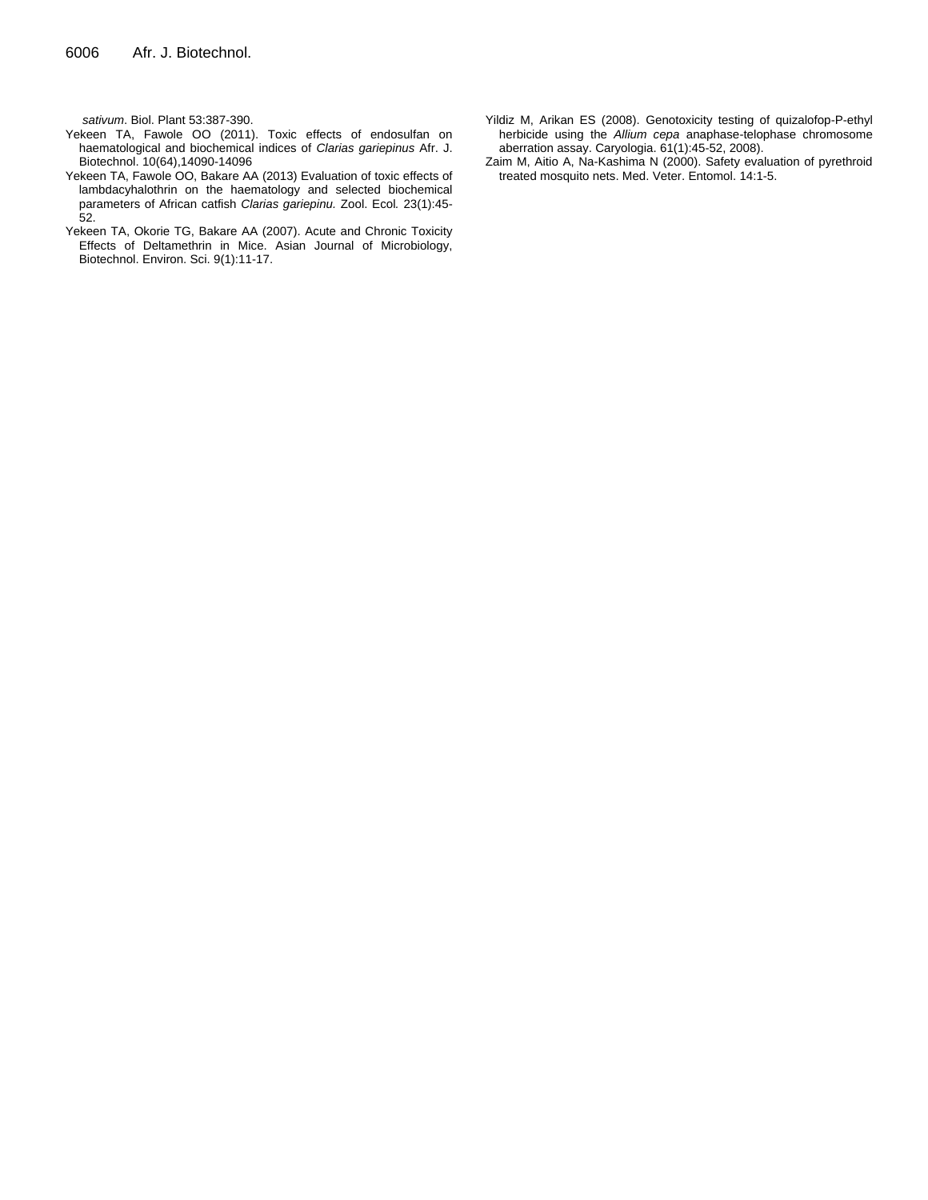*sativum*. Biol. Plant 53:387-390.

Yekeen TA, Fawole OO (2011). Toxic effects of endosulfan on haematological and biochemical indices of *Clarias gariepinus* Afr. J. Biotechnol. 10(64),14090-14096

Yekeen TA, Fawole OO, Bakare AA (2013) Evaluation of toxic effects of lambdacyhalothrin on the haematology and selected biochemical parameters of African catfish *Clarias gariepinu.* Zool. Ecol*.* 23(1):45-52.

Yekeen TA, Okorie TG, Bakare AA (2007). Acute and Chronic Toxicity Effects of Deltamethrin in Mice. Asian Journal of Microbiology, Biotechnol. Environ. Sci. 9(1):11-17.

Yildiz M, Arikan ES (2008). Genotoxicity testing of quizalofop-P-ethyl herbicide using the *Allium cepa* anaphase-telophase chromosome aberration assay. Caryologia. 61(1):45-52, 2008).

Zaim M, Aitio A, Na-Kashima N (2000). Safety evaluation of pyrethroid treated mosquito nets. Med. Veter. Entomol. 14:1-5.